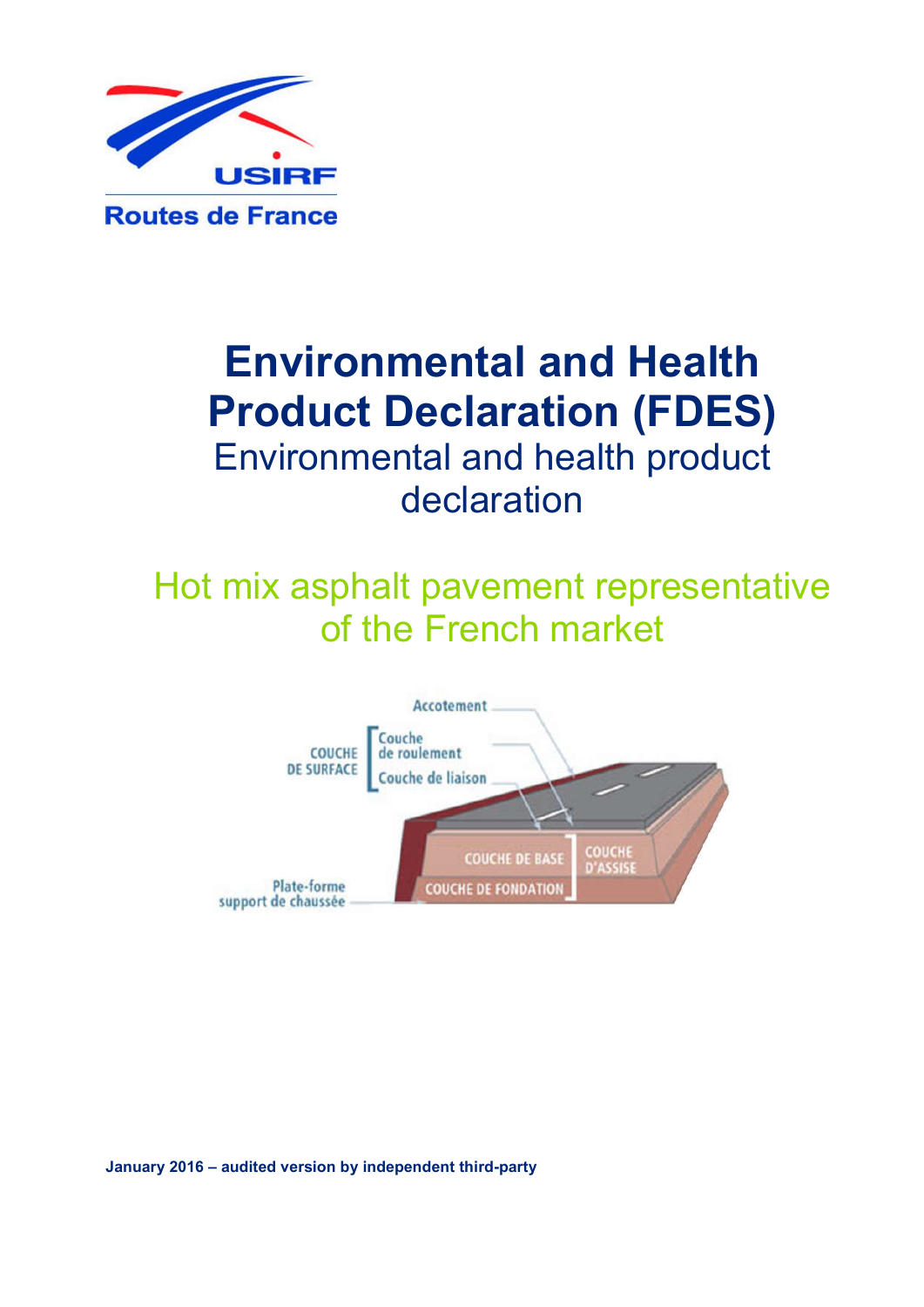USIRF

Routes de France

# Environmental and Health Product Declaration (FDES)

## Environmental and health product declaration

## Hot mix asphalt pavement representative of the French market

Accotement

COUCHE DE SURFACE

Couche de roulement

Couche de liaison

COUCHE DE BASE

COUCHE DE FONDATION

COUCHE D'ASSISE

Plate-forme support de chaussée

**January 2016 – audited version by independent third-party**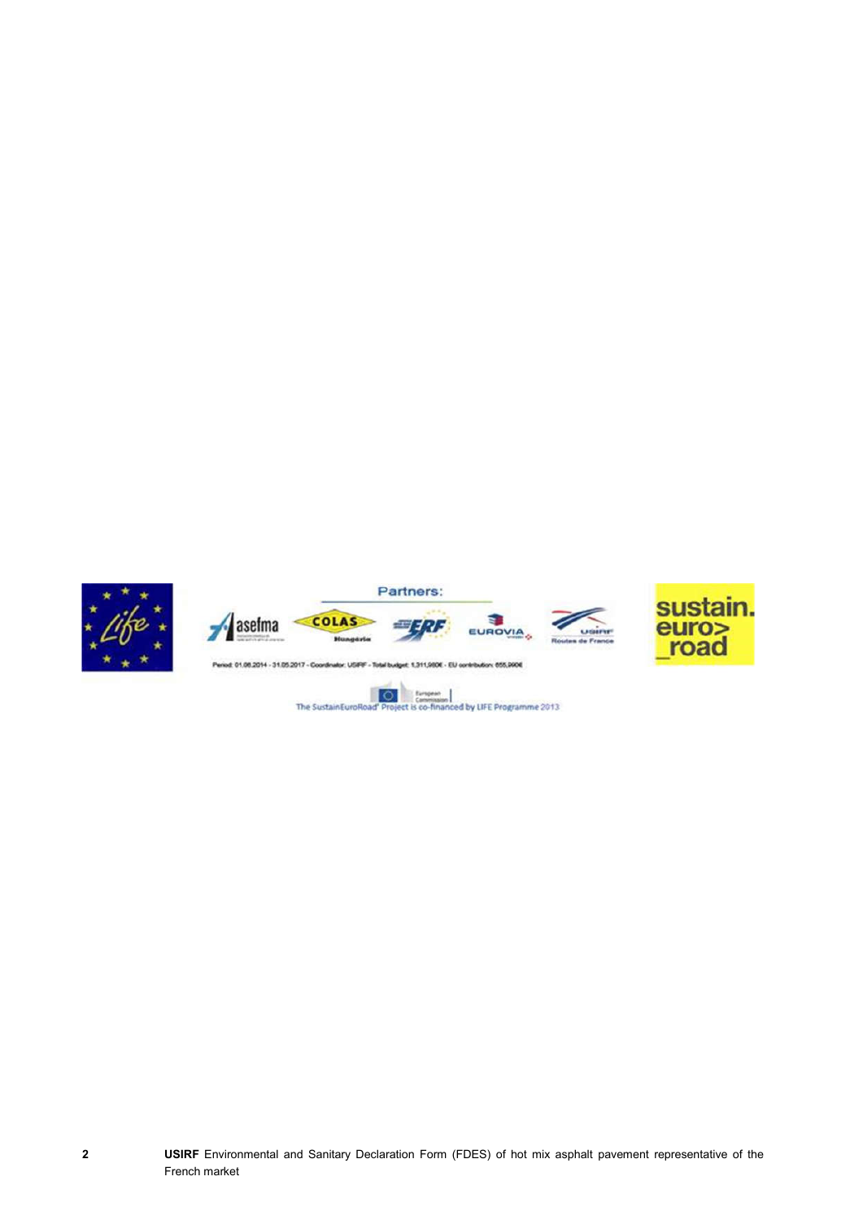Partners:

Period: 01.06.2014 - 31.05.2017 - Coordinator: USIRF - Total budget: 1,311,980€ - EU contribution: 655,990€

The SustainEuroRoad' Project is co-financed by LIFE Programme 2013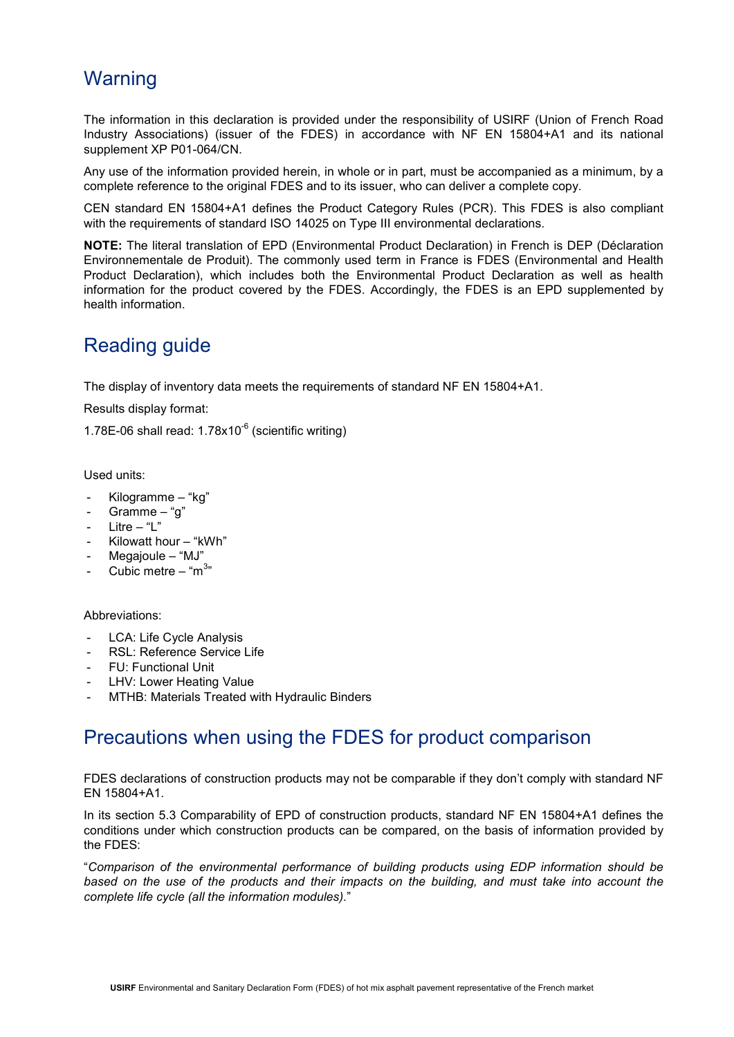## Warning

The information in this declaration is provided under the responsibility of USIRF (Union of French Road Industry Associations) (issuer of the FDES) in accordance with NF EN 15804+A1 and its national supplement XP P01-064/CN.

Any use of the information provided herein, in whole or in part, must be accompanied as a minimum, by a complete reference to the original FDES and to its issuer, who can deliver a complete copy.

CEN standard EN 15804+A1 defines the Product Category Rules (PCR). This FDES is also compliant with the requirements of standard ISO 14025 on Type III environmental declarations.

**NOTE:** The literal translation of EPD (Environmental Product Declaration) in French is DEP (Déclaration Environnementale de Produit). The commonly used term in France is FDES (Environmental and Health Product Declaration), which includes both the Environmental Product Declaration as well as health information for the product covered by the FDES. Accordingly, the FDES is an EPD supplemented by health information.

## Reading guide

The display of inventory data meets the requirements of standard NF EN 15804+A1.

Results display format:

1.78E-06 shall read: $1.78 \times 10^{-6}$ (scientific writing)

Used units:

- Kilogramme – “kg”
- Gramme – “g”
- Litre – “L”
- Kilowatt hour – “kWh”
- Megajoule – “MJ”
- Cubic metre – “$m^3$”

Abbreviations:

- LCA: Life Cycle Analysis
- RSL: Reference Service Life
- FU: Functional Unit
- LHV: Lower Heating Value
- MTHB: Materials Treated with Hydraulic Binders

## Precautions when using the FDES for product comparison

FDES declarations of construction products may not be comparable if they don’t comply with standard NF EN 15804+A1.

In its section 5.3 Comparability of EPD of construction products, standard NF EN 15804+A1 defines the conditions under which construction products can be compared, on the basis of information provided by the FDES:

“*Comparison of the environmental performance of building products using EDP information should be based on the use of the products and their impacts on the building, and must take into account the complete life cycle (all the information modules).*”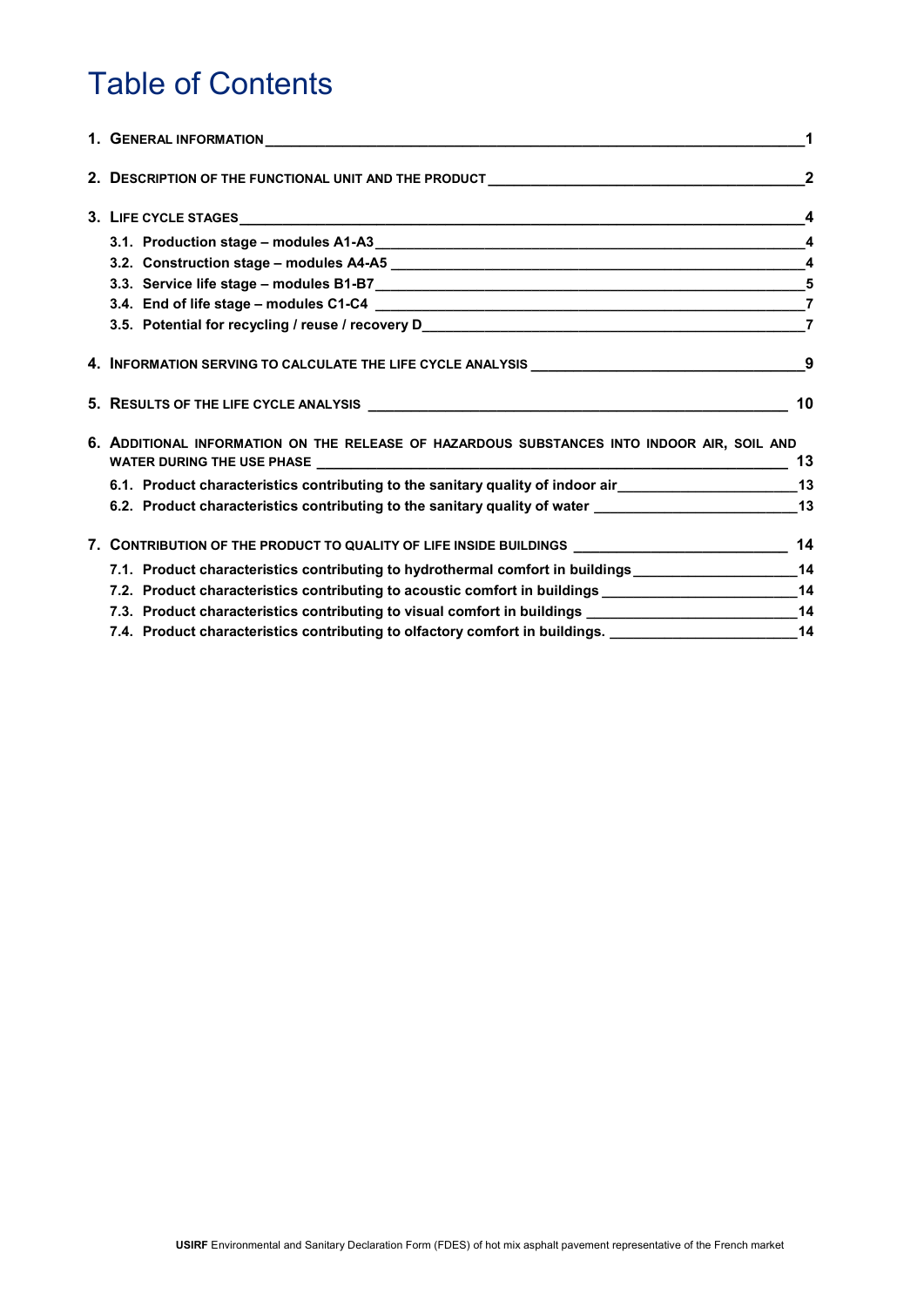# Table of Contents

1. GENERAL INFORMATION — 1

2. DESCRIPTION OF THE FUNCTIONAL UNIT AND THE PRODUCT — 2

3. LIFE CYCLE STAGES — 4
   - 3.1. Production stage – modules A1-A3 — 4
   - 3.2. Construction stage – modules A4-A5 — 4
   - 3.3. Service life stage – modules B1-B7 — 5
   - 3.4. End of life stage – modules C1-C4 — 7
   - 3.5. Potential for recycling / reuse / recovery D — 7

4. INFORMATION SERVING TO CALCULATE THE LIFE CYCLE ANALYSIS — 9

5. RESULTS OF THE LIFE CYCLE ANALYSIS — 10

6. ADDITIONAL INFORMATION ON THE RELEASE OF HAZARDOUS SUBSTANCES INTO INDOOR AIR, SOIL AND WATER DURING THE USE PHASE — 13
   - 6.1. Product characteristics contributing to the sanitary quality of indoor air — 13
   - 6.2. Product characteristics contributing to the sanitary quality of water — 13

7. CONTRIBUTION OF THE PRODUCT TO QUALITY OF LIFE INSIDE BUILDINGS — 14
   - 7.1. Product characteristics contributing to hydrothermal comfort in buildings — 14
   - 7.2. Product characteristics contributing to acoustic comfort in buildings — 14
   - 7.3. Product characteristics contributing to visual comfort in buildings — 14
   - 7.4. Product characteristics contributing to olfactory comfort in buildings. — 14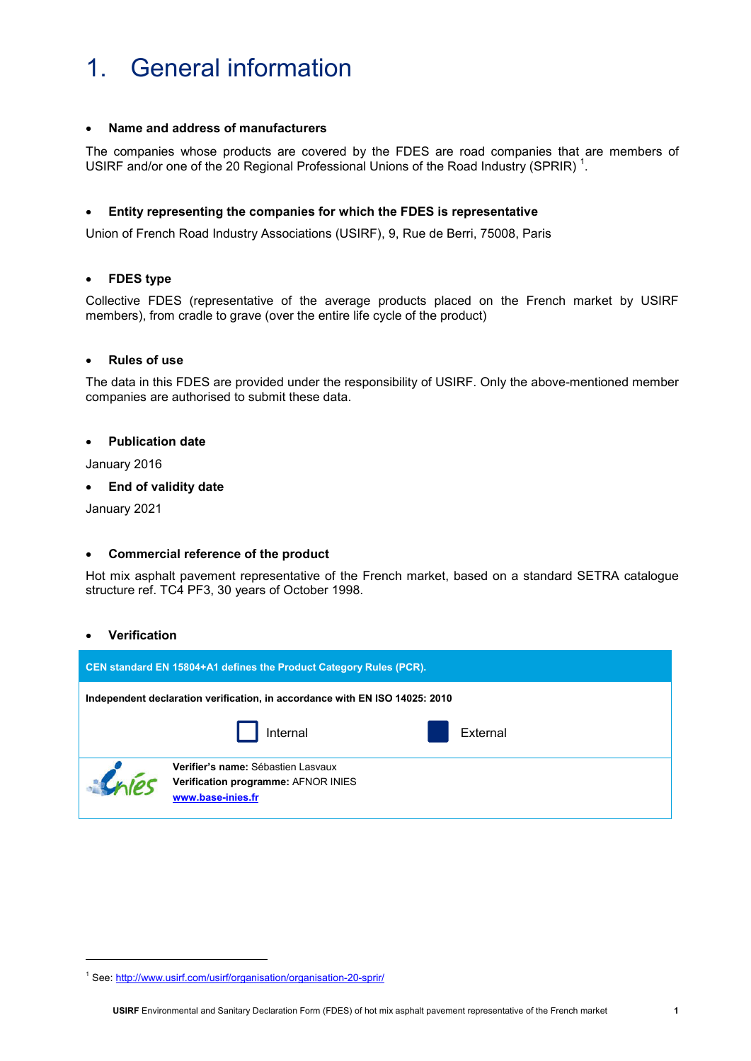# 1. General information

- **Name and address of manufacturers**

The companies whose products are covered by the FDES are road companies that are members of USIRF and/or one of the 20 Regional Professional Unions of the Road Industry (SPRIR) [1].

- **Entity representing the companies for which the FDES is representative**

Union of French Road Industry Associations (USIRF), 9, Rue de Berri, 75008, Paris

- **FDES type**

Collective FDES (representative of the average products placed on the French market by USIRF members), from cradle to grave (over the entire life cycle of the product)

- **Rules of use**

The data in this FDES are provided under the responsibility of USIRF. Only the above-mentioned member companies are authorised to submit these data.

- **Publication date**

January 2016

- **End of validity date**

January 2021

- **Commercial reference of the product**

Hot mix asphalt pavement representative of the French market, based on a standard SETRA catalogue structure ref. TC4 PF3, 30 years of October 1998.

- **Verification**

| **CEN standard EN 15804+A1 defines the Product Category Rules (PCR).** |
|---|
| **Independent declaration verification, in accordance with EN ISO 14025: 2010** |
| ☐ Internal ■ External |
| **Verifier's name:** Sébastien Lasvaux<br>**Verification programme:** AFNOR INIES<br>www.base-inies.fr |

[1] See: http://www.usirf.com/usirf/organisation/organisation-20-sprir/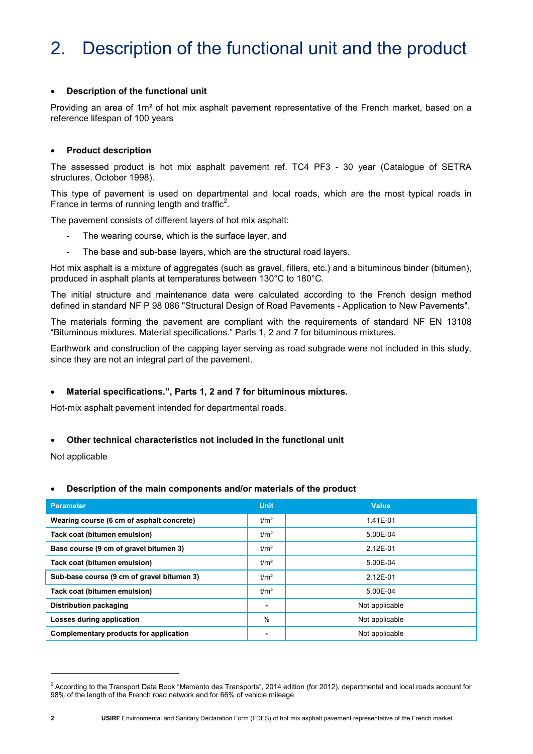# 2. Description of the functional unit and the product

- **Description of the functional unit**

Providing an area of 1m² of hot mix asphalt pavement representative of the French market, based on a reference lifespan of 100 years

- **Product description**

The assessed product is hot mix asphalt pavement ref. TC4 PF3 - 30 year (Catalogue of SETRA structures, October 1998).

This type of pavement is used on departmental and local roads, which are the most typical roads in France in terms of running length and traffic[2].

The pavement consists of different layers of hot mix asphalt:

- The wearing course, which is the surface layer, and
- The base and sub-base layers, which are the structural road layers.

Hot mix asphalt is a mixture of aggregates (such as gravel, fillers, etc.) and a bituminous binder (bitumen), produced in asphalt plants at temperatures between 130°C to 180°C.

The initial structure and maintenance data were calculated according to the French design method defined in standard NF P 98 086 "Structural Design of Road Pavements - Application to New Pavements".

The materials forming the pavement are compliant with the requirements of standard NF EN 13108 "Bituminous mixtures. Material specifications." Parts 1, 2 and 7 for bituminous mixtures.

Earthwork and construction of the capping layer serving as road subgrade were not included in this study, since they are not an integral part of the pavement.

- **Material specifications.", Parts 1, 2 and 7 for bituminous mixtures.**

Hot-mix asphalt pavement intended for departmental roads.

- **Other technical characteristics not included in the functional unit**

Not applicable

- **Description of the main components and/or materials of the product**

| Parameter | Unit | Value |
|---|---|---|
| **Wearing course (6 cm of asphalt concrete)** | t/m² | 1.41E-01 |
| **Tack coat (bitumen emulsion)** | t/m² | 5.00E-04 |
| **Base course (9 cm of gravel bitumen 3)** | t/m² | 2.12E-01 |
| **Tack coat (bitumen emulsion)** | t/m² | 5.00E-04 |
| **Sub-base course (9 cm of gravel bitumen 3)** | t/m² | 2.12E-01 |
| **Tack coat (bitumen emulsion)** | t/m² | 5.00E-04 |
| **Distribution packaging** | - | Not applicable |
| **Losses during application** | % | Not applicable |
| **Complementary products for application** | - | Not applicable |

[2] According to the Transport Data Book "Memento des Transports", 2014 edition (for 2012), departmental and local roads account for 98% of the length of the French road network and for 66% of vehicle mileage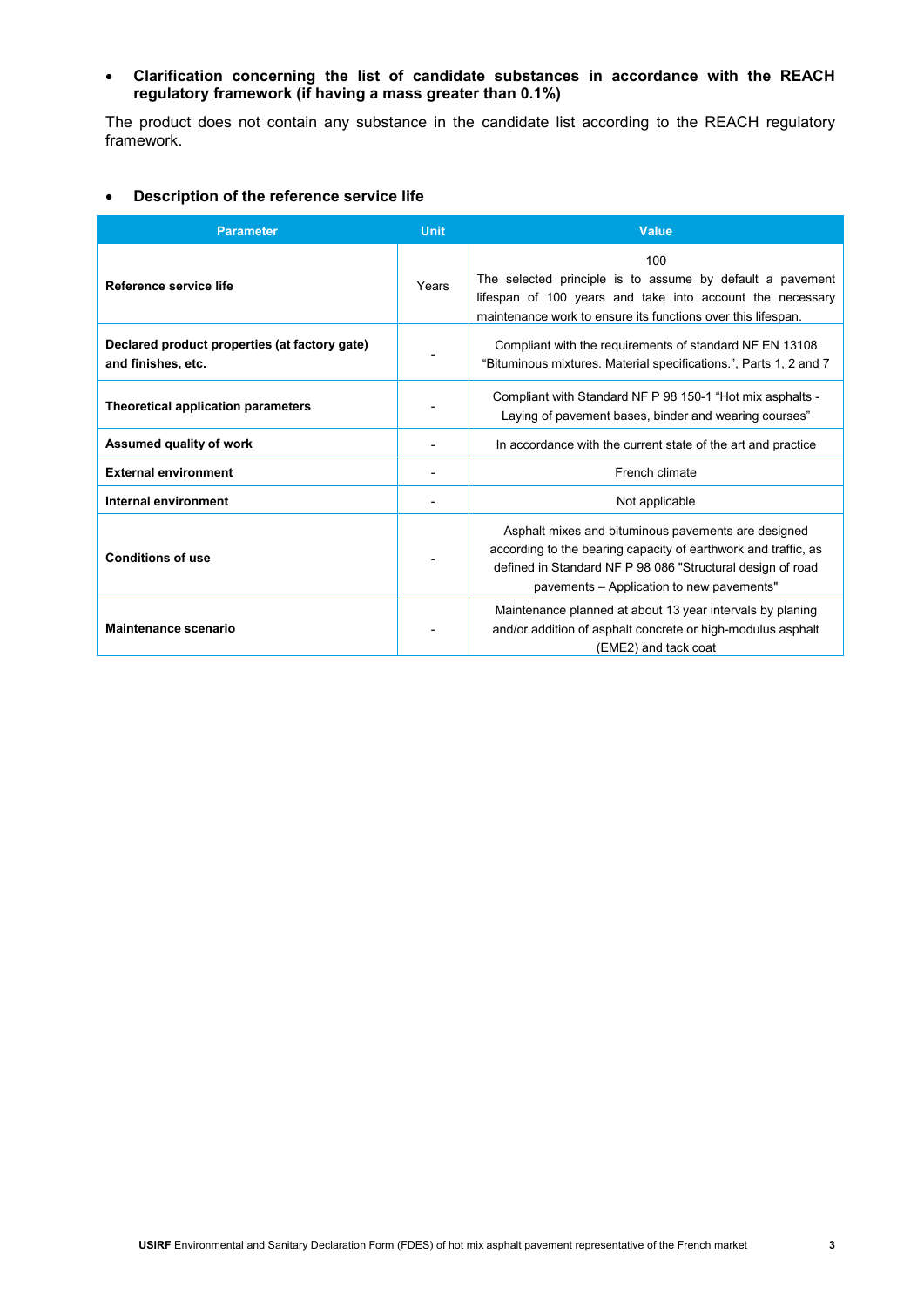- **Clarification concerning the list of candidate substances in accordance with the REACH regulatory framework (if having a mass greater than 0.1%)**

The product does not contain any substance in the candidate list according to the REACH regulatory framework.

- **Description of the reference service life**

| Parameter | Unit | Value |
|---|---|---|
| **Reference service life** | Years | 100<br>The selected principle is to assume by default a pavement lifespan of 100 years and take into account the necessary maintenance work to ensure its functions over this lifespan. |
| **Declared product properties (at factory gate) and finishes, etc.** | - | Compliant with the requirements of standard NF EN 13108 "Bituminous mixtures. Material specifications.", Parts 1, 2 and 7 |
| **Theoretical application parameters** | - | Compliant with Standard NF P 98 150-1 "Hot mix asphalts - Laying of pavement bases, binder and wearing courses" |
| **Assumed quality of work** | - | In accordance with the current state of the art and practice |
| **External environment** | - | French climate |
| **Internal environment** | - | Not applicable |
| **Conditions of use** | - | Asphalt mixes and bituminous pavements are designed according to the bearing capacity of earthwork and traffic, as defined in Standard NF P 98 086 "Structural design of road pavements – Application to new pavements" |
| **Maintenance scenario** | - | Maintenance planned at about 13 year intervals by planing and/or addition of asphalt concrete or high-modulus asphalt (EME2) and tack coat |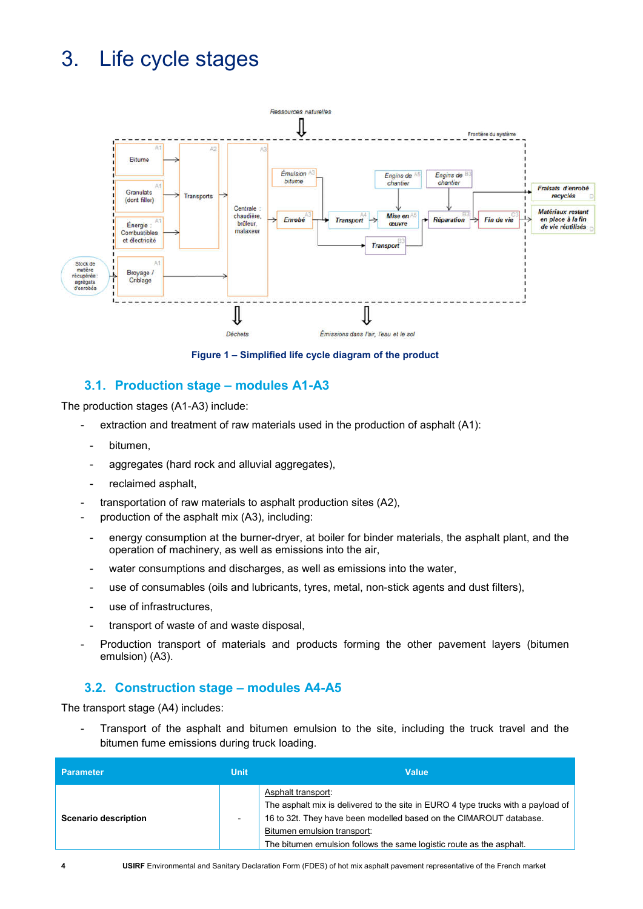# 3. Life cycle stages

Figure 1 – Simplified life cycle diagram of the product

## 3.1. Production stage – modules A1-A3

The production stages (A1-A3) include:

- extraction and treatment of raw materials used in the production of asphalt (A1):
  - bitumen,
  - aggregates (hard rock and alluvial aggregates),
  - reclaimed asphalt,
- transportation of raw materials to asphalt production sites (A2),
- production of the asphalt mix (A3), including:
  - energy consumption at the burner-dryer, at boiler for binder materials, the asphalt plant, and the operation of machinery, as well as emissions into the air,
  - water consumptions and discharges, as well as emissions into the water,
  - use of consumables (oils and lubricants, tyres, metal, non-stick agents and dust filters),
  - use of infrastructures,
  - transport of waste of and waste disposal,
- Production transport of materials and products forming the other pavement layers (bitumen emulsion) (A3).

## 3.2. Construction stage – modules A4-A5

The transport stage (A4) includes:

- Transport of the asphalt and bitumen emulsion to the site, including the truck travel and the bitumen fume emissions during truck loading.

| Parameter | Unit | Value |
|---|---|---|
| **Scenario description** | - | Asphalt transport:<br>The asphalt mix is delivered to the site in EURO 4 type trucks with a payload of 16 to 32t. They have been modelled based on the CIMAROUT database.<br>Bitumen emulsion transport:<br>The bitumen emulsion follows the same logistic route as the asphalt. |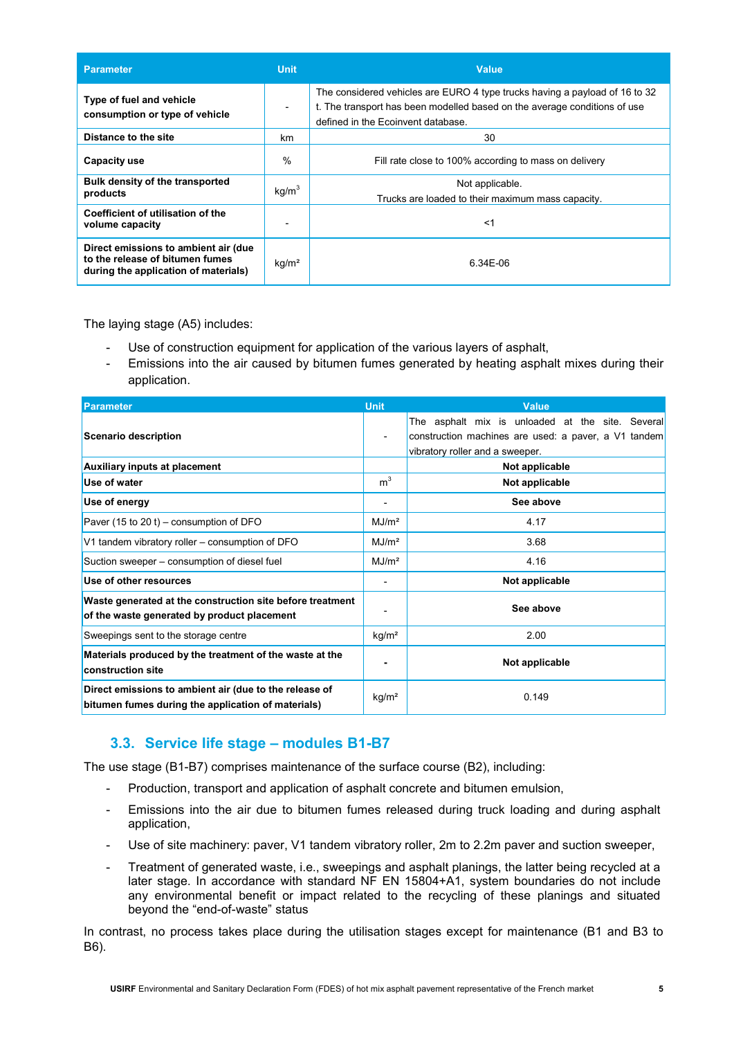| Parameter | Unit | Value |
|---|---|---|
| **Type of fuel and vehicle consumption or type of vehicle** | - | The considered vehicles are EURO 4 type trucks having a payload of 16 to 32 t. The transport has been modelled based on the average conditions of use defined in the Ecoinvent database. |
| **Distance to the site** | km | 30 |
| **Capacity use** | % | Fill rate close to 100% according to mass on delivery |
| **Bulk density of the transported products** | kg/m$^3$ | Not applicable. Trucks are loaded to their maximum mass capacity. |
| **Coefficient of utilisation of the volume capacity** | - | <1 |
| **Direct emissions to ambient air (due to the release of bitumen fumes during the application of materials)** | kg/m² | 6.34E-06 |

The laying stage (A5) includes:

- Use of construction equipment for application of the various layers of asphalt,
- Emissions into the air caused by bitumen fumes generated by heating asphalt mixes during their application.

| Parameter | Unit | Value |
|---|---|---|
| **Scenario description** | - | The asphalt mix is unloaded at the site. Several construction machines are used: a paver, a V1 tandem vibratory roller and a sweeper. |
| **Auxiliary inputs at placement** | | **Not applicable** |
| **Use of water** | m$^3$ | **Not applicable** |
| **Use of energy** | - | **See above** |
| Paver (15 to 20 t) – consumption of DFO | MJ/m² | 4.17 |
| V1 tandem vibratory roller – consumption of DFO | MJ/m² | 3.68 |
| Suction sweeper – consumption of diesel fuel | MJ/m² | 4.16 |
| **Use of other resources** | - | **Not applicable** |
| **Waste generated at the construction site before treatment of the waste generated by product placement** | - | **See above** |
| Sweepings sent to the storage centre | kg/m² | 2.00 |
| **Materials produced by the treatment of the waste at the construction site** | **-** | **Not applicable** |
| **Direct emissions to ambient air (due to the release of bitumen fumes during the application of materials)** | kg/m² | 0.149 |

## 3.3. Service life stage – modules B1-B7

The use stage (B1-B7) comprises maintenance of the surface course (B2), including:

- Production, transport and application of asphalt concrete and bitumen emulsion,
- Emissions into the air due to bitumen fumes released during truck loading and during asphalt application,
- Use of site machinery: paver, V1 tandem vibratory roller, 2m to 2.2m paver and suction sweeper,
- Treatment of generated waste, i.e., sweepings and asphalt planings, the latter being recycled at a later stage. In accordance with standard NF EN 15804+A1, system boundaries do not include any environmental benefit or impact related to the recycling of these planings and situated beyond the "end-of-waste" status

In contrast, no process takes place during the utilisation stages except for maintenance (B1 and B3 to B6).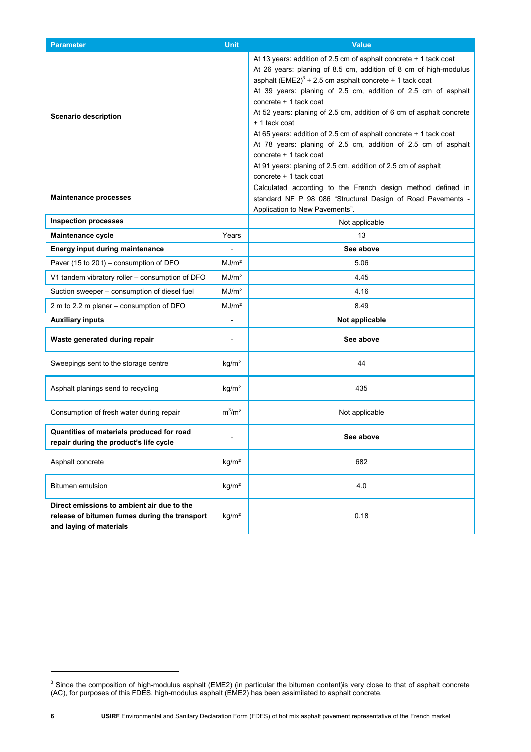| Parameter | Unit | Value |
| --- | --- | --- |
| **Scenario description** | | At 13 years: addition of 2.5 cm of asphalt concrete + 1 tack coat<br>At 26 years: planing of 8.5 cm, addition of 8 cm of high-modulus asphalt (EME2)[3] + 2.5 cm asphalt concrete + 1 tack coat<br>At 39 years: planing of 2.5 cm, addition of 2.5 cm of asphalt concrete + 1 tack coat<br>At 52 years: planing of 2.5 cm, addition of 6 cm of asphalt concrete + 1 tack coat<br>At 65 years: addition of 2.5 cm of asphalt concrete + 1 tack coat<br>At 78 years: planing of 2.5 cm, addition of 2.5 cm of asphalt concrete + 1 tack coat<br>At 91 years: planing of 2.5 cm, addition of 2.5 cm of asphalt concrete + 1 tack coat |
| **Maintenance processes** | | Calculated according to the French design method defined in standard NF P 98 086 "Structural Design of Road Pavements - Application to New Pavements". |
| **Inspection processes** | | Not applicable |
| **Maintenance cycle** | Years | 13 |
| **Energy input during maintenance** | - | **See above** |
| Paver (15 to 20 t) – consumption of DFO | MJ/m² | 5.06 |
| V1 tandem vibratory roller – consumption of DFO | MJ/m² | 4.45 |
| Suction sweeper – consumption of diesel fuel | MJ/m² | 4.16 |
| 2 m to 2.2 m planer – consumption of DFO | MJ/m² | 8.49 |
| **Auxiliary inputs** | - | **Not applicable** |
| **Waste generated during repair** | - | **See above** |
| Sweepings sent to the storage centre | kg/m² | 44 |
| Asphalt planings send to recycling | kg/m² | 435 |
| Consumption of fresh water during repair | $m^3/m^2$ | Not applicable |
| **Quantities of materials produced for road repair during the product's life cycle** | - | **See above** |
| Asphalt concrete | kg/m² | 682 |
| Bitumen emulsion | kg/m² | 4.0 |
| **Direct emissions to ambient air due to the release of bitumen fumes during the transport and laying of materials** | kg/m² | 0.18 |

[3] Since the composition of high-modulus asphalt (EME2) (in particular the bitumen content)is very close to that of asphalt concrete (AC), for purposes of this FDES, high-modulus asphalt (EME2) has been assimilated to asphalt concrete.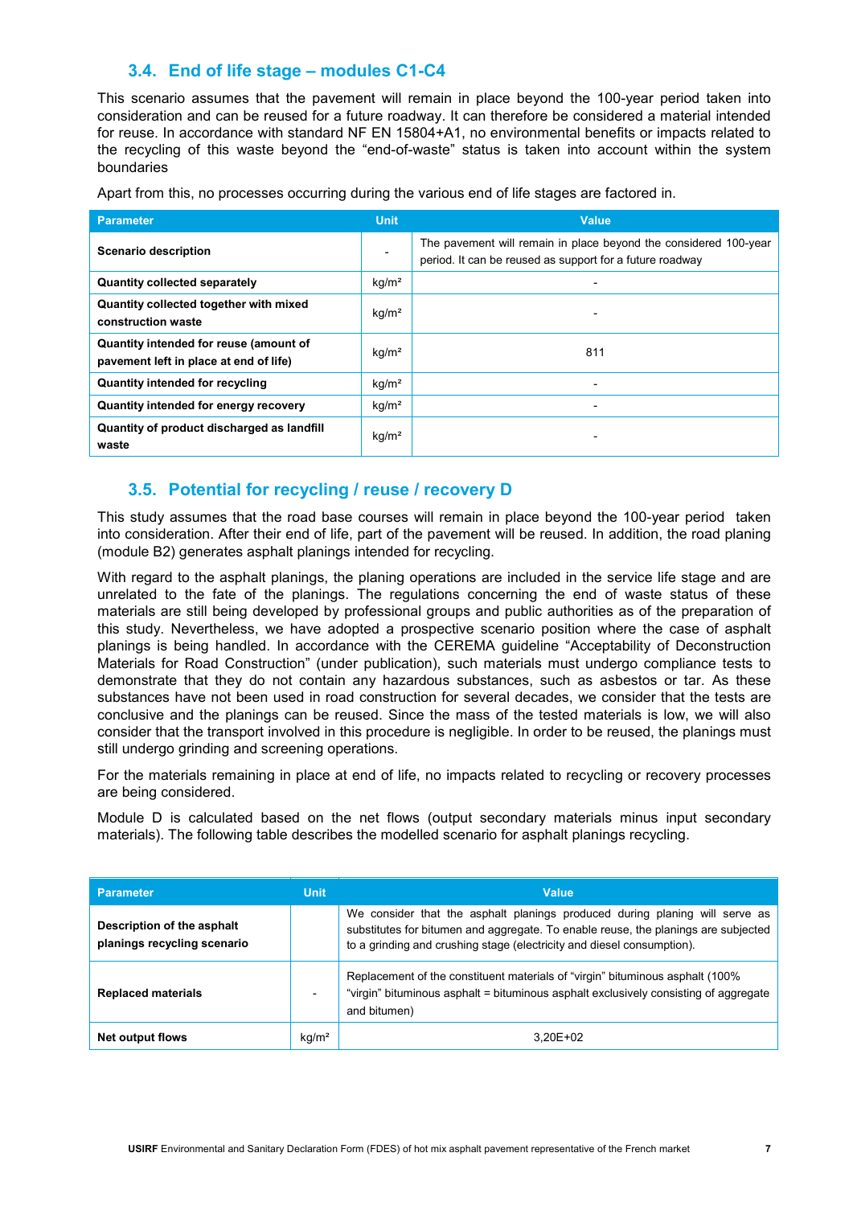## 3.4. End of life stage – modules C1-C4

This scenario assumes that the pavement will remain in place beyond the 100-year period taken into consideration and can be reused for a future roadway. It can therefore be considered a material intended for reuse. In accordance with standard NF EN 15804+A1, no environmental benefits or impacts related to the recycling of this waste beyond the "end-of-waste" status is taken into account within the system boundaries

Apart from this, no processes occurring during the various end of life stages are factored in.

| Parameter | Unit | Value |
|---|---|---|
| **Scenario description** | - | The pavement will remain in place beyond the considered 100-year period. It can be reused as support for a future roadway |
| **Quantity collected separately** | kg/m² | - |
| **Quantity collected together with mixed construction waste** | kg/m² | - |
| **Quantity intended for reuse (amount of pavement left in place at end of life)** | kg/m² | 811 |
| **Quantity intended for recycling** | kg/m² | - |
| **Quantity intended for energy recovery** | kg/m² | - |
| **Quantity of product discharged as landfill waste** | kg/m² | - |

## 3.5. Potential for recycling / reuse / recovery D

This study assumes that the road base courses will remain in place beyond the 100-year period taken into consideration. After their end of life, part of the pavement will be reused. In addition, the road planing (module B2) generates asphalt planings intended for recycling.

With regard to the asphalt planings, the planing operations are included in the service life stage and are unrelated to the fate of the planings. The regulations concerning the end of waste status of these materials are still being developed by professional groups and public authorities as of the preparation of this study. Nevertheless, we have adopted a prospective scenario position where the case of asphalt planings is being handled. In accordance with the CEREMA guideline "Acceptability of Deconstruction Materials for Road Construction" (under publication), such materials must undergo compliance tests to demonstrate that they do not contain any hazardous substances, such as asbestos or tar. As these substances have not been used in road construction for several decades, we consider that the tests are conclusive and the planings can be reused. Since the mass of the tested materials is low, we will also consider that the transport involved in this procedure is negligible. In order to be reused, the planings must still undergo grinding and screening operations.

For the materials remaining in place at end of life, no impacts related to recycling or recovery processes are being considered.

Module D is calculated based on the net flows (output secondary materials minus input secondary materials). The following table describes the modelled scenario for asphalt planings recycling.

| Parameter | Unit | Value |
|---|---|---|
| **Description of the asphalt planings recycling scenario** | | We consider that the asphalt planings produced during planing will serve as substitutes for bitumen and aggregate. To enable reuse, the planings are subjected to a grinding and crushing stage (electricity and diesel consumption). |
| **Replaced materials** | - | Replacement of the constituent materials of "virgin" bituminous asphalt (100% "virgin" bituminous asphalt = bituminous asphalt exclusively consisting of aggregate and bitumen) |
| **Net output flows** | kg/m² | 3,20E+02 |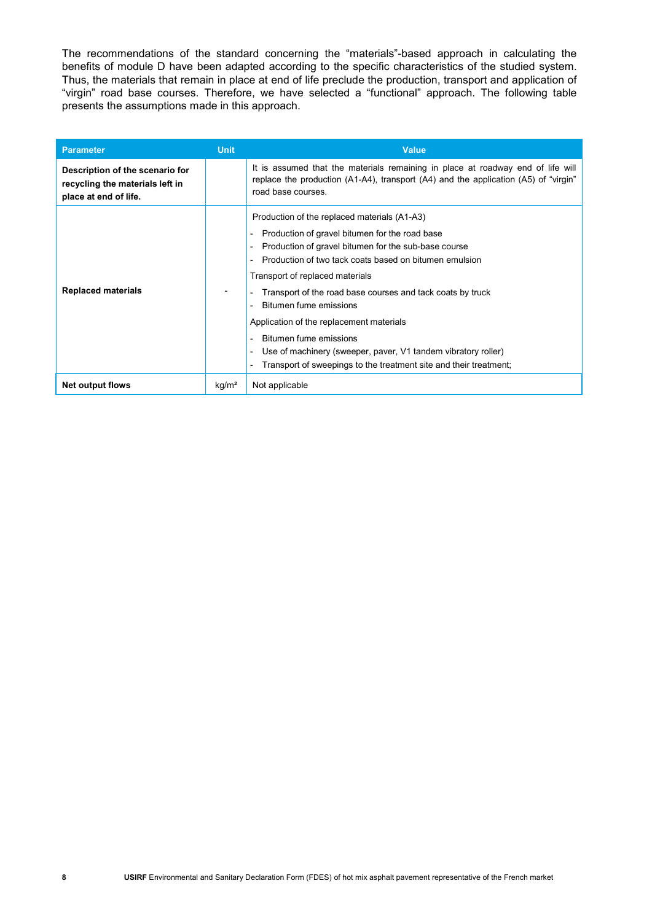The recommendations of the standard concerning the “materials”-based approach in calculating the benefits of module D have been adapted according to the specific characteristics of the studied system. Thus, the materials that remain in place at end of life preclude the production, transport and application of “virgin” road base courses. Therefore, we have selected a “functional” approach. The following table presents the assumptions made in this approach.

| Parameter | Unit | Value |
|---|---|---|
| **Description of the scenario for recycling the materials left in place at end of life.** | | It is assumed that the materials remaining in place at roadway end of life will replace the production (A1-A4), transport (A4) and the application (A5) of “virgin” road base courses. |
| **Replaced materials** | - | Production of the replaced materials (A1-A3)<br>- Production of gravel bitumen for the road base<br>- Production of gravel bitumen for the sub-base course<br>- Production of two tack coats based on bitumen emulsion<br>Transport of replaced materials<br>- Transport of the road base courses and tack coats by truck<br>- Bitumen fume emissions<br>Application of the replacement materials<br>- Bitumen fume emissions<br>- Use of machinery (sweeper, paver, V1 tandem vibratory roller)<br>- Transport of sweepings to the treatment site and their treatment; |
| **Net output flows** | kg/m² | Not applicable |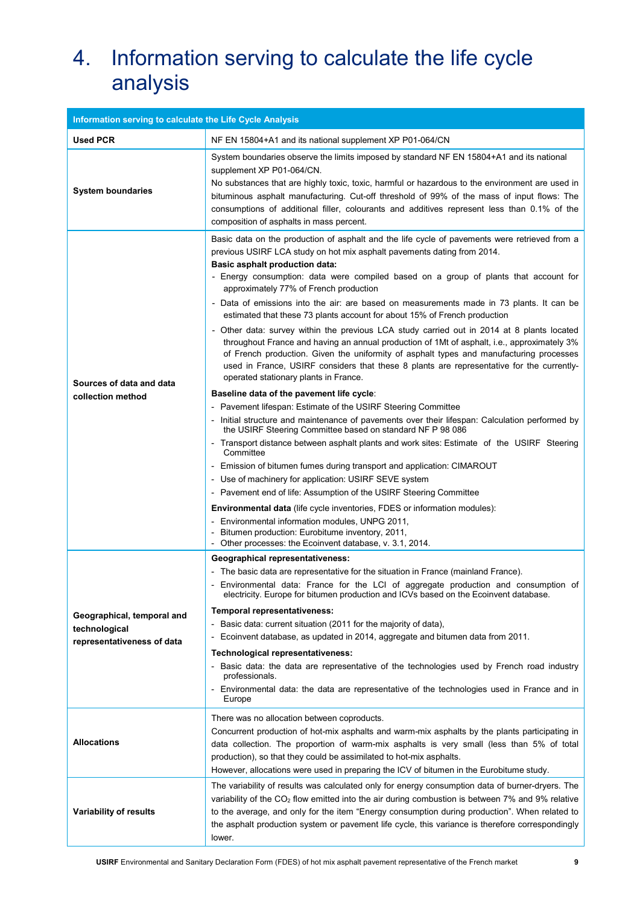# 4. Information serving to calculate the life cycle analysis

| Information serving to calculate the Life Cycle Analysis | |
|---|---|
| **Used PCR** | NF EN 15804+A1 and its national supplement XP P01-064/CN |
| **System boundaries** | System boundaries observe the limits imposed by standard NF EN 15804+A1 and its national supplement XP P01-064/CN.<br>No substances that are highly toxic, toxic, harmful or hazardous to the environment are used in bituminous asphalt manufacturing. Cut-off threshold of 99% of the mass of input flows: The consumptions of additional filler, colourants and additives represent less than 0.1% of the composition of asphalts in mass percent. |
| **Sources of data and data collection method** | Basic data on the production of asphalt and the life cycle of pavements were retrieved from a previous USIRF LCA study on hot mix asphalt pavements dating from 2014.<br>**Basic asphalt production data:**<br>- Energy consumption: data were compiled based on a group of plants that account for approximately 77% of French production<br>- Data of emissions into the air: are based on measurements made in 73 plants. It can be estimated that these 73 plants account for about 15% of French production<br>- Other data: survey within the previous LCA study carried out in 2014 at 8 plants located throughout France and having an annual production of 1Mt of asphalt, i.e., approximately 3% of French production. Given the uniformity of asphalt types and manufacturing processes used in France, USIRF considers that these 8 plants are representative for the currently-operated stationary plants in France.<br>**Baseline data of the pavement life cycle**:<br>- Pavement lifespan: Estimate of the USIRF Steering Committee<br>- Initial structure and maintenance of pavements over their lifespan: Calculation performed by the USIRF Steering Committee based on standard NF P 98 086<br>- Transport distance between asphalt plants and work sites: Estimate of the USIRF Steering Committee<br>- Emission of bitumen fumes during transport and application: CIMAROUT<br>- Use of machinery for application: USIRF SEVE system<br>- Pavement end of life: Assumption of the USIRF Steering Committee<br>**Environmental data** (life cycle inventories, FDES or information modules):<br>- Environmental information modules, UNPG 2011,<br>- Bitumen production: Eurobitume inventory, 2011,<br>- Other processes: the Ecoinvent database, v. 3.1, 2014. |
| **Geographical, temporal and technological representativeness of data** | **Geographical representativeness:**<br>- The basic data are representative for the situation in France (mainland France).<br>- Environmental data: France for the LCI of aggregate production and consumption of electricity. Europe for bitumen production and ICVs based on the Ecoinvent database.<br>**Temporal representativeness:**<br>- Basic data: current situation (2011 for the majority of data),<br>- Ecoinvent database, as updated in 2014, aggregate and bitumen data from 2011.<br>**Technological representativeness:**<br>- Basic data: the data are representative of the technologies used by French road industry professionals.<br>- Environmental data: the data are representative of the technologies used in France and in Europe |
| **Allocations** | There was no allocation between coproducts.<br>Concurrent production of hot-mix asphalts and warm-mix asphalts by the plants participating in data collection. The proportion of warm-mix asphalts is very small (less than 5% of total production), so that they could be assimilated to hot-mix asphalts.<br>However, allocations were used in preparing the ICV of bitumen in the Eurobitume study. |
| **Variability of results** | The variability of results was calculated only for energy consumption data of burner-dryers. The variability of the $CO_2$ flow emitted into the air during combustion is between 7% and 9% relative to the average, and only for the item "Energy consumption during production". When related to the asphalt production system or pavement life cycle, this variance is therefore correspondingly lower. |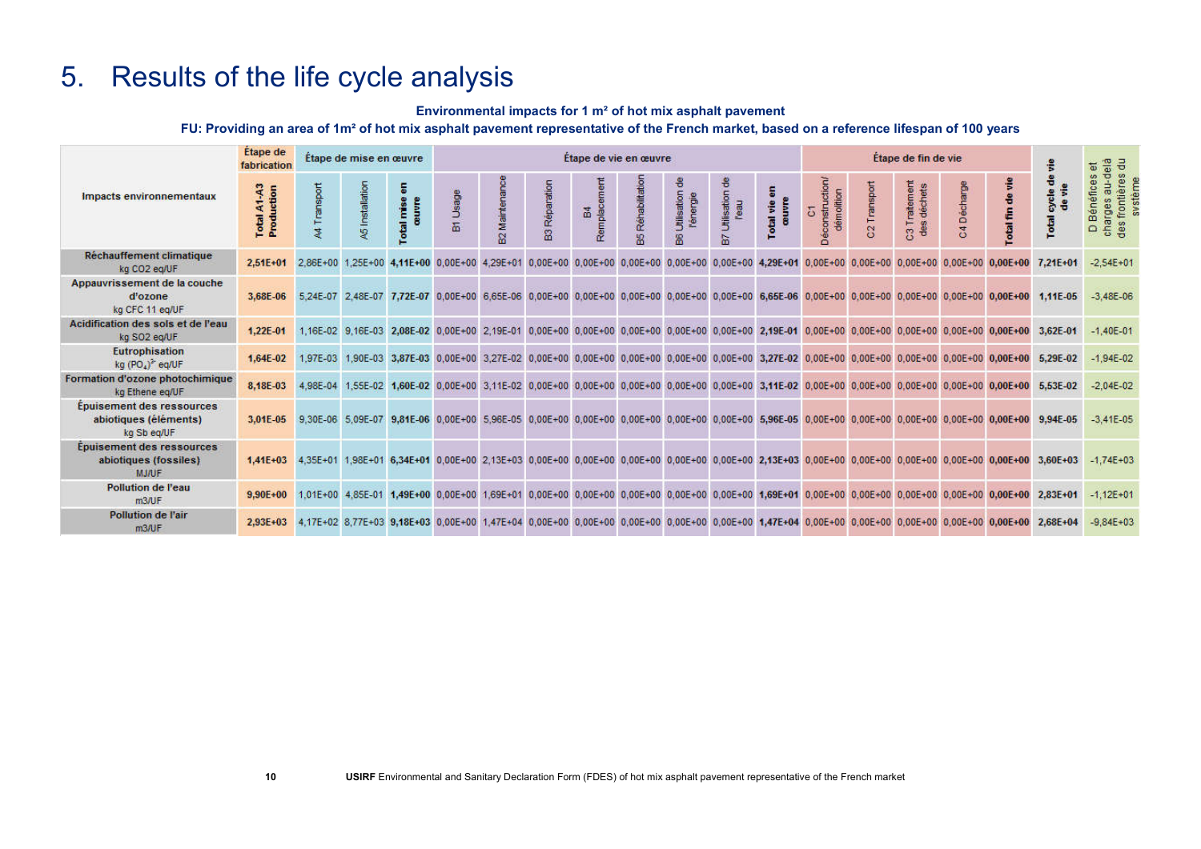# 5. Results of the life cycle analysis

**Environmental impacts for 1 m² of hot mix asphalt pavement**

**FU: Providing an area of 1m² of hot mix asphalt pavement representative of the French market, based on a reference lifespan of 100 years**

| Impacts environnementaux | Étape de fabrication | Étape de mise en œuvre | | | Étape de vie en œuvre | | | | | | | | Étape de fin de vie | | | | | | |
|---|---|---|---|---|---|---|---|---|---|---|---|---|---|---|---|---|---|---|---|
| | **Total A1-A3 Production** | A4 Transport | A5 Installation | **Total mise en œuvre** | B1 Usage | B2 Maintenance | B3 Réparation | B4 Remplacement | B5 Réhabilitation | B6 Utilisation de l'énergie | B7 Utilisation de l'eau | **Total vie en œuvre** | C1 Déconstruction/ démolition | C2 Transport | C3 Traitement des déchets | C4 Décharge | **Total fin de vie** | **Total cycle de vie de vie** | D Bénéfices et charges au-delà des frontières du système |
| **Réchauffement climatique** kg CO2 eq/UF | **2,51E+01** | 2,86E+00 | 1,25E+00 | **4,11E+00** | 0,00E+00 | 4,29E+01 | 0,00E+00 | 0,00E+00 | 0,00E+00 | 0,00E+00 | 0,00E+00 | **4,29E+01** | 0,00E+00 | 0,00E+00 | 0,00E+00 | 0,00E+00 | **0,00E+00** | **7,21E+01** | -2,54E+01 |
| **Appauvrissement de la couche d'ozone** kg CFC 11 eq/UF | **3,68E-06** | 5,24E-07 | 2,48E-07 | **7,72E-07** | 0,00E+00 | 6,65E-06 | 0,00E+00 | 0,00E+00 | 0,00E+00 | 0,00E+00 | 0,00E+00 | **6,65E-06** | 0,00E+00 | 0,00E+00 | 0,00E+00 | 0,00E+00 | **0,00E+00** | **1,11E-05** | -3,48E-06 |
| **Acidification des sols et de l'eau** kg SO2 eq/UF | **1,22E-01** | 1,16E-02 | 9,16E-03 | **2,08E-02** | 0,00E+00 | 2,19E-01 | 0,00E+00 | 0,00E+00 | 0,00E+00 | 0,00E+00 | 0,00E+00 | **2,19E-01** | 0,00E+00 | 0,00E+00 | 0,00E+00 | 0,00E+00 | **0,00E+00** | **3,62E-01** | -1,40E-01 |
| **Eutrophisation** kg $(PO_4)^{3-}$ eq/UF | **1,64E-02** | 1,97E-03 | 1,90E-03 | **3,87E-03** | 0,00E+00 | 3,27E-02 | 0,00E+00 | 0,00E+00 | 0,00E+00 | 0,00E+00 | 0,00E+00 | **3,27E-02** | 0,00E+00 | 0,00E+00 | 0,00E+00 | 0,00E+00 | **0,00E+00** | **5,29E-02** | -1,94E-02 |
| **Formation d'ozone photochimique** kg Ethene eq/UF | **8,18E-03** | 4,98E-04 | 1,55E-02 | **1,60E-02** | 0,00E+00 | 3,11E-02 | 0,00E+00 | 0,00E+00 | 0,00E+00 | 0,00E+00 | 0,00E+00 | **3,11E-02** | 0,00E+00 | 0,00E+00 | 0,00E+00 | 0,00E+00 | **0,00E+00** | **5,53E-02** | -2,04E-02 |
| **Épuisement des ressources abiotiques (éléments)** kg Sb eq/UF | **3,01E-05** | 9,30E-06 | 5,09E-07 | **9,81E-06** | 0,00E+00 | 5,96E-05 | 0,00E+00 | 0,00E+00 | 0,00E+00 | 0,00E+00 | 0,00E+00 | **5,96E-05** | 0,00E+00 | 0,00E+00 | 0,00E+00 | 0,00E+00 | **0,00E+00** | **9,94E-05** | -3,41E-05 |
| **Épuisement des ressources abiotiques (fossiles)** MJ/UF | **1,41E+03** | 4,35E+01 | 1,98E+01 | **6,34E+01** | 0,00E+00 | 2,13E+03 | 0,00E+00 | 0,00E+00 | 0,00E+00 | 0,00E+00 | 0,00E+00 | **2,13E+03** | 0,00E+00 | 0,00E+00 | 0,00E+00 | 0,00E+00 | **0,00E+00** | **3,60E+03** | -1,74E+03 |
| **Pollution de l'eau** m3/UF | **9,90E+00** | 1,01E+00 | 4,85E-01 | **1,49E+00** | 0,00E+00 | 1,69E+01 | 0,00E+00 | 0,00E+00 | 0,00E+00 | 0,00E+00 | 0,00E+00 | **1,69E+01** | 0,00E+00 | 0,00E+00 | 0,00E+00 | 0,00E+00 | **0,00E+00** | **2,83E+01** | -1,12E+01 |
| **Pollution de l'air** m3/UF | **2,93E+03** | 4,17E+02 | 8,77E+03 | **9,18E+03** | 0,00E+00 | 1,47E+04 | 0,00E+00 | 0,00E+00 | 0,00E+00 | 0,00E+00 | 0,00E+00 | **1,47E+04** | 0,00E+00 | 0,00E+00 | 0,00E+00 | 0,00E+00 | **0,00E+00** | **2,68E+04** | -9,84E+03 |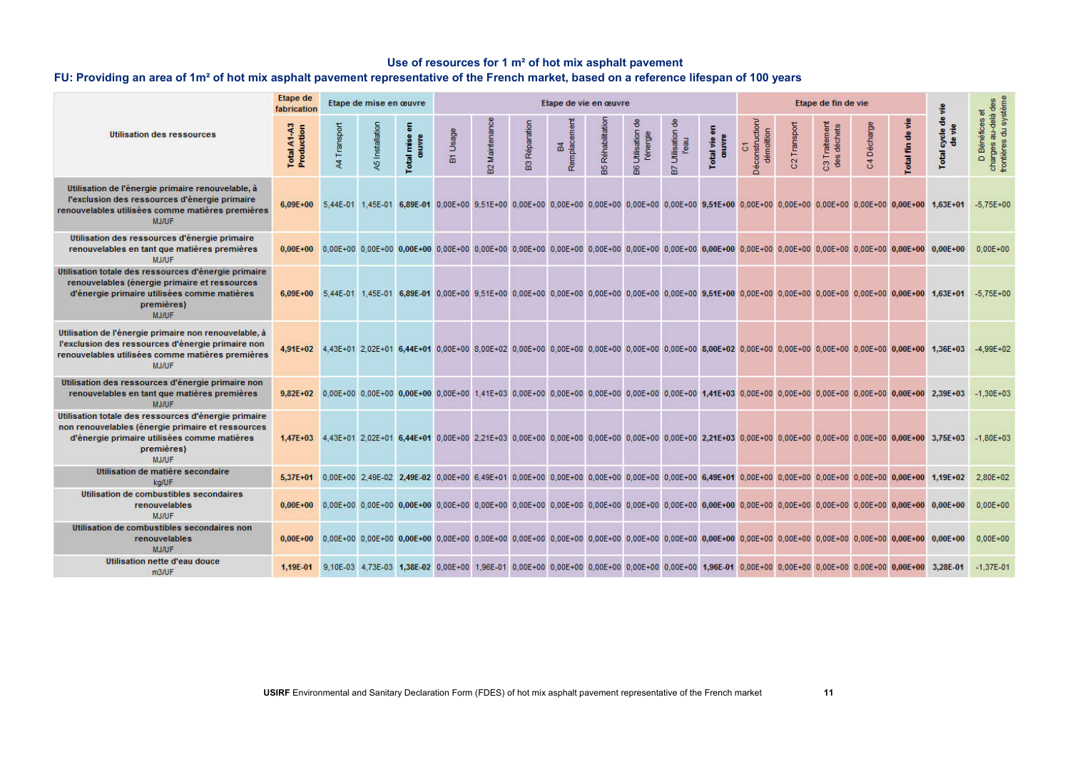# Use of resources for 1 m² of hot mix asphalt pavement

## FU: Providing an area of 1m² of hot mix asphalt pavement representative of the French market, based on a reference lifespan of 100 years

| Utilisation des ressources | Etape de fabrication | Etape de mise en œuvre | | | Etape de vie en œuvre | | | | | | | | Etape de fin de vie | | | | | Total cycle de vie de vie | D Bénéfices et charges au-delà des frontières du système |
|---|---|---|---|---|---|---|---|---|---|---|---|---|---|---|---|---|---|---|---|
| | Total A1-A3 Production | A4 Transport | A5 Installation | Total mise en œuvre | B1 Usage | B2 Maintenance | B3 Réparation | B4 Remplacement | B5 Réhabilitation | B6 Utilisation de l'énergie | B7 Utilisation de l'eau | Total vie en œuvre | C1 Déconstruction/ démolition | C2 Transport | C3 Traitement des déchets | C4 Décharge | Total fin de vie | | |
| Utilisation de l'énergie primaire renouvelable, à l'exclusion des ressources d'énergie primaire renouvelables utilisées comme matières premières MJ/UF | 6,09E+00 | 5,44E-01 | 1,45E-01 | **6,89E-01** | 0,00E+00 | 9,51E+00 | 0,00E+00 | 0,00E+00 | 0,00E+00 | 0,00E+00 | 0,00E+00 | **9,51E+00** | 0,00E+00 | 0,00E+00 | 0,00E+00 | 0,00E+00 | **0,00E+00** | 1,63E+01 | -5,75E+00 |
| Utilisation des ressources d'énergie primaire renouvelables en tant que matières premières MJ/UF | 0,00E+00 | 0,00E+00 | 0,00E+00 | **0,00E+00** | 0,00E+00 | 0,00E+00 | 0,00E+00 | 0,00E+00 | 0,00E+00 | 0,00E+00 | 0,00E+00 | **0,00E+00** | 0,00E+00 | 0,00E+00 | 0,00E+00 | 0,00E+00 | **0,00E+00** | 0,00E+00 | 0,00E+00 |
| Utilisation totale des ressources d'énergie primaire renouvelables (énergie primaire et ressources d'énergie primaire utilisées comme matières premières) MJ/UF | 6,09E+00 | 5,44E-01 | 1,45E-01 | **6,89E-01** | 0,00E+00 | 9,51E+00 | 0,00E+00 | 0,00E+00 | 0,00E+00 | 0,00E+00 | 0,00E+00 | **9,51E+00** | 0,00E+00 | 0,00E+00 | 0,00E+00 | 0,00E+00 | **0,00E+00** | 1,63E+01 | -5,75E+00 |
| Utilisation de l'énergie primaire non renouvelable, à l'exclusion des ressources d'énergie primaire non renouvelables utilisées comme matières premières MJ/UF | 4,91E+02 | 4,43E+01 | 2,02E+01 | **6,44E+01** | 0,00E+00 | 8,00E+02 | 0,00E+00 | 0,00E+00 | 0,00E+00 | 0,00E+00 | 0,00E+00 | **8,00E+02** | 0,00E+00 | 0,00E+00 | 0,00E+00 | 0,00E+00 | **0,00E+00** | 1,36E+03 | -4,99E+02 |
| Utilisation des ressources d'énergie primaire non renouvelables en tant que matières premières MJ/UF | 9,82E+02 | 0,00E+00 | 0,00E+00 | **0,00E+00** | 0,00E+00 | 1,41E+03 | 0,00E+00 | 0,00E+00 | 0,00E+00 | 0,00E+00 | 0,00E+00 | **1,41E+03** | 0,00E+00 | 0,00E+00 | 0,00E+00 | 0,00E+00 | **0,00E+00** | 2,39E+03 | -1,30E+03 |
| Utilisation totale des ressources d'énergie primaire non renouvelables (énergie primaire et ressources d'énergie primaire utilisées comme matières premières) MJ/UF | 1,47E+03 | 4,43E+01 | 2,02E+01 | **6,44E+01** | 0,00E+00 | 2,21E+03 | 0,00E+00 | 0,00E+00 | 0,00E+00 | 0,00E+00 | 0,00E+00 | **2,21E+03** | 0,00E+00 | 0,00E+00 | 0,00E+00 | 0,00E+00 | **0,00E+00** | 3,75E+03 | -1,80E+03 |
| Utilisation de matière secondaire kg/UF | 5,37E+01 | 0,00E+00 | 2,49E-02 | **2,49E-02** | 0,00E+00 | 6,49E+01 | 0,00E+00 | 0,00E+00 | 0,00E+00 | 0,00E+00 | 0,00E+00 | **6,49E+01** | 0,00E+00 | 0,00E+00 | 0,00E+00 | 0,00E+00 | **0,00E+00** | 1,19E+02 | 2,80E+02 |
| Utilisation de combustibles secondaires renouvelables MJ/UF | 0,00E+00 | 0,00E+00 | 0,00E+00 | **0,00E+00** | 0,00E+00 | 0,00E+00 | 0,00E+00 | 0,00E+00 | 0,00E+00 | 0,00E+00 | 0,00E+00 | **0,00E+00** | 0,00E+00 | 0,00E+00 | 0,00E+00 | 0,00E+00 | **0,00E+00** | 0,00E+00 | 0,00E+00 |
| Utilisation de combustibles secondaires non renouvelables MJ/UF | 0,00E+00 | 0,00E+00 | 0,00E+00 | **0,00E+00** | 0,00E+00 | 0,00E+00 | 0,00E+00 | 0,00E+00 | 0,00E+00 | 0,00E+00 | 0,00E+00 | **0,00E+00** | 0,00E+00 | 0,00E+00 | 0,00E+00 | 0,00E+00 | **0,00E+00** | 0,00E+00 | 0,00E+00 |
| Utilisation nette d'eau douce m3/UF | 1,19E-01 | 9,10E-03 | 4,73E-03 | **1,38E-02** | 0,00E+00 | 1,96E-01 | 0,00E+00 | 0,00E+00 | 0,00E+00 | 0,00E+00 | 0,00E+00 | **1,96E-01** | 0,00E+00 | 0,00E+00 | 0,00E+00 | 0,00E+00 | **0,00E+00** | 3,28E-01 | -1,37E-01 |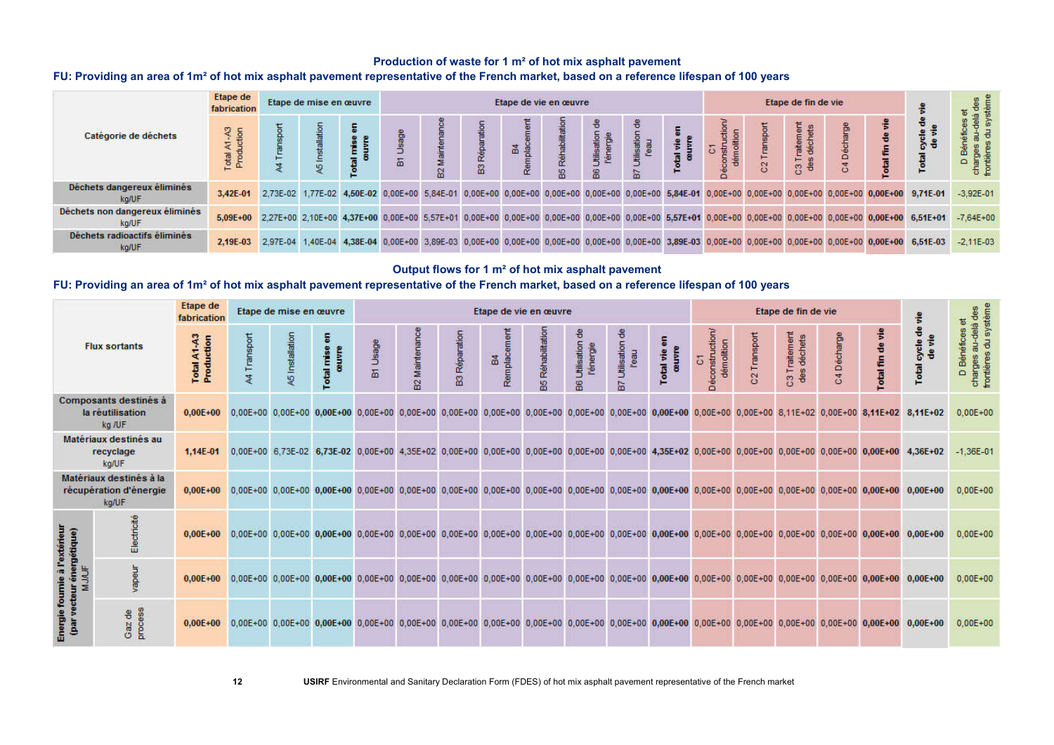## Production of waste for 1 m² of hot mix asphalt pavement

**FU: Providing an area of 1m² of hot mix asphalt pavement representative of the French market, based on a reference lifespan of 100 years**

| Catégorie de déchets | Etape de fabrication | Etape de mise en œuvre | | | Etape de vie en œuvre | | | | | | | | Etape de fin de vie | | | | | Total cycle de vie de vie | D Bénéfices et charges au-delà des frontières du système |
|---|---|---|---|---|---|---|---|---|---|---|---|---|---|---|---|---|---|---|---|
| | Total A1-A3 Production | A4 Transport | A5 Installation | Total mise en œuvre | B1 Usage | B2 Maintenance | B3 Réparation | B4 Remplacement | B5 Réhabilitation | B6 Utilisation de l'énergie | B7 Utilisation de l'eau | Total vie en œuvre | C1 Déconstruction/ démolition | C2 Transport | C3 Traitement des déchets | C4 Décharge | Total fin de vie | | |
| Déchets dangereux éliminés kg/UF | **3,42E-01** | 2,73E-02 | 1,77E-02 | **4,50E-02** | 0,00E+00 | 5,84E-01 | 0,00E+00 | 0,00E+00 | 0,00E+00 | 0,00E+00 | 0,00E+00 | **5,84E-01** | 0,00E+00 | 0,00E+00 | 0,00E+00 | 0,00E+00 | **0,00E+00** | **9,71E-01** | -3,92E-01 |
| Déchets non dangereux éliminés kg/UF | **5,09E+00** | 2,27E+00 | 2,10E+00 | **4,37E+00** | 0,00E+00 | 5,57E+01 | 0,00E+00 | 0,00E+00 | 0,00E+00 | 0,00E+00 | 0,00E+00 | **5,57E+01** | 0,00E+00 | 0,00E+00 | 0,00E+00 | 0,00E+00 | **0,00E+00** | **6,51E+01** | -7,64E+00 |
| Déchets radioactifs éliminés kg/UF | **2,19E-03** | 2,97E-04 | 1,40E-04 | **4,38E-04** | 0,00E+00 | 3,89E-03 | 0,00E+00 | 0,00E+00 | 0,00E+00 | 0,00E+00 | 0,00E+00 | **3,89E-03** | 0,00E+00 | 0,00E+00 | 0,00E+00 | 0,00E+00 | **0,00E+00** | **6,51E-03** | -2,11E-03 |

## Output flows for 1 m² of hot mix asphalt pavement

**FU: Providing an area of 1m² of hot mix asphalt pavement representative of the French market, based on a reference lifespan of 100 years**

| Flux sortants | | Etape de fabrication | Etape de mise en œuvre | | | Etape de vie en œuvre | | | | | | | | Etape de fin de vie | | | | | Total cycle de vie de vie | D Bénéfices et charges au-delà des frontières du système |
|---|---|---|---|---|---|---|---|---|---|---|---|---|---|---|---|---|---|---|---|---|
| | | Total A1-A3 Production | A4 Transport | A5 Installation | Total mise en œuvre | B1 Usage | B2 Maintenance | B3 Réparation | B4 Remplacement | B5 Réhabilitation | B6 Utilisation de l'énergie | B7 Utilisation de l'eau | Total vie en œuvre | C1 Déconstruction/ démolition | C2 Transport | C3 Traitement des déchets | C4 Décharge | Total fin de vie | | |
| Composants destinés à la réutilisation kg /UF | | **0,00E+00** | 0,00E+00 | 0,00E+00 | **0,00E+00** | 0,00E+00 | 0,00E+00 | 0,00E+00 | 0,00E+00 | 0,00E+00 | 0,00E+00 | 0,00E+00 | **0,00E+00** | 0,00E+00 | 0,00E+00 | 8,11E+02 | 0,00E+00 | **8,11E+02** | **8,11E+02** | 0,00E+00 |
| Matériaux destinés au recyclage kg/UF | | **1,14E-01** | 0,00E+00 | 6,73E-02 | **6,73E-02** | 0,00E+00 | 4,35E+02 | 0,00E+00 | 0,00E+00 | 0,00E+00 | 0,00E+00 | 0,00E+00 | **4,35E+02** | 0,00E+00 | 0,00E+00 | 0,00E+00 | 0,00E+00 | **0,00E+00** | **4,36E+02** | -1,36E-01 |
| Matériaux destinés à la récupération d'énergie kg/UF | | **0,00E+00** | 0,00E+00 | 0,00E+00 | **0,00E+00** | 0,00E+00 | 0,00E+00 | 0,00E+00 | 0,00E+00 | 0,00E+00 | 0,00E+00 | 0,00E+00 | **0,00E+00** | 0,00E+00 | 0,00E+00 | 0,00E+00 | 0,00E+00 | **0,00E+00** | **0,00E+00** | 0,00E+00 |
| Energie fournie à l'extérieur (par vecteur énergétique) MJ/UF | Electricité | **0,00E+00** | 0,00E+00 | 0,00E+00 | **0,00E+00** | 0,00E+00 | 0,00E+00 | 0,00E+00 | 0,00E+00 | 0,00E+00 | 0,00E+00 | 0,00E+00 | **0,00E+00** | 0,00E+00 | 0,00E+00 | 0,00E+00 | 0,00E+00 | **0,00E+00** | **0,00E+00** | 0,00E+00 |
| | vapeur | **0,00E+00** | 0,00E+00 | 0,00E+00 | **0,00E+00** | 0,00E+00 | 0,00E+00 | 0,00E+00 | 0,00E+00 | 0,00E+00 | 0,00E+00 | 0,00E+00 | **0,00E+00** | 0,00E+00 | 0,00E+00 | 0,00E+00 | 0,00E+00 | **0,00E+00** | **0,00E+00** | 0,00E+00 |
| | Gaz de process | **0,00E+00** | 0,00E+00 | 0,00E+00 | **0,00E+00** | 0,00E+00 | 0,00E+00 | 0,00E+00 | 0,00E+00 | 0,00E+00 | 0,00E+00 | 0,00E+00 | **0,00E+00** | 0,00E+00 | 0,00E+00 | 0,00E+00 | 0,00E+00 | **0,00E+00** | **0,00E+00** | 0,00E+00 |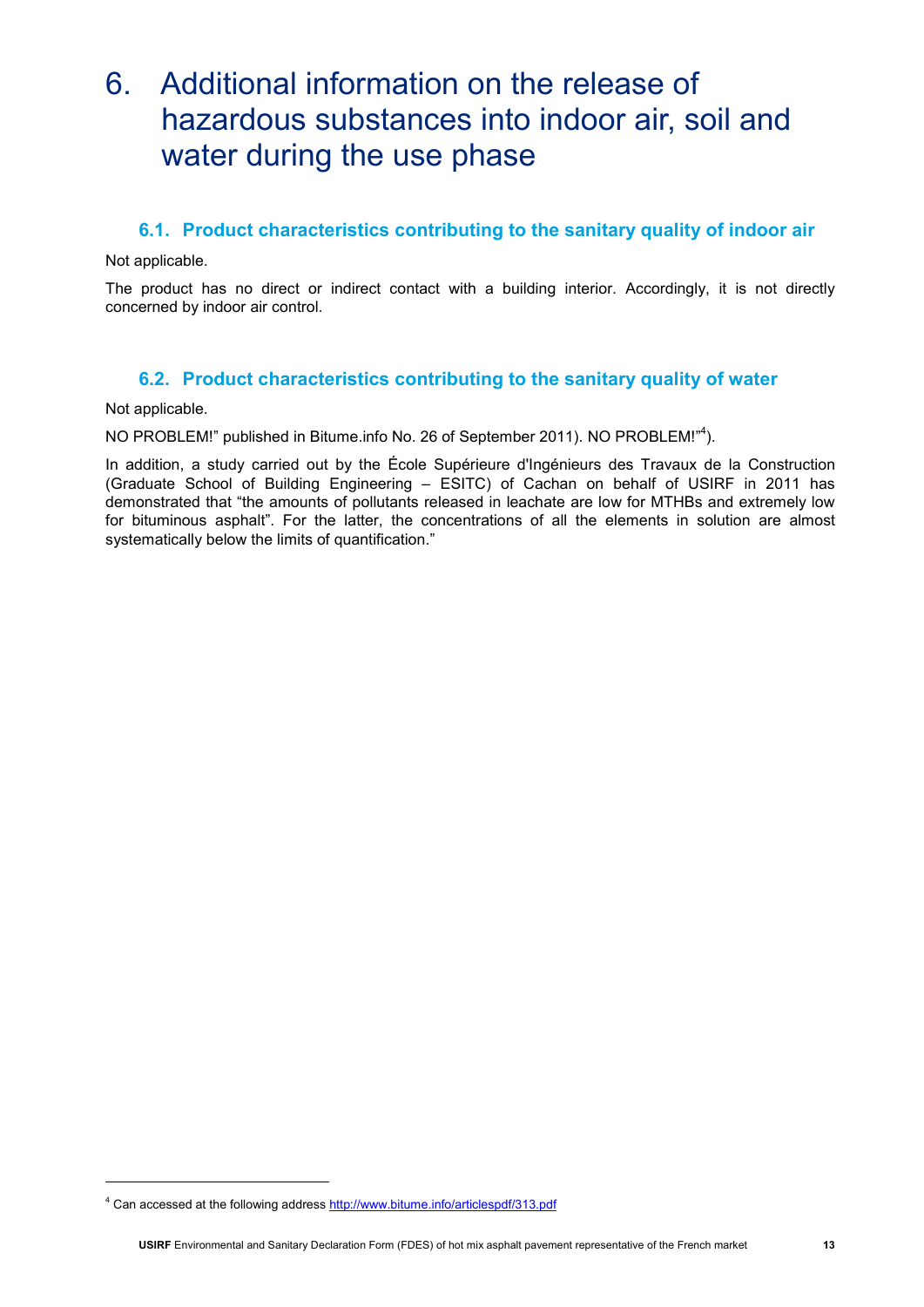# 6. Additional information on the release of hazardous substances into indoor air, soil and water during the use phase

## 6.1. Product characteristics contributing to the sanitary quality of indoor air

Not applicable.

The product has no direct or indirect contact with a building interior. Accordingly, it is not directly concerned by indoor air control.

## 6.2. Product characteristics contributing to the sanitary quality of water

Not applicable.

NO PROBLEM!" published in Bitume.info No. 26 of September 2011). NO PROBLEM!"[4]).

In addition, a study carried out by the École Supérieure d'Ingénieurs des Travaux de la Construction (Graduate School of Building Engineering – ESITC) of Cachan on behalf of USIRF in 2011 has demonstrated that "the amounts of pollutants released in leachate are low for MTHBs and extremely low for bituminous asphalt". For the latter, the concentrations of all the elements in solution are almost systematically below the limits of quantification."

[4] Can accessed at the following address http://www.bitume.info/articlespdf/313.pdf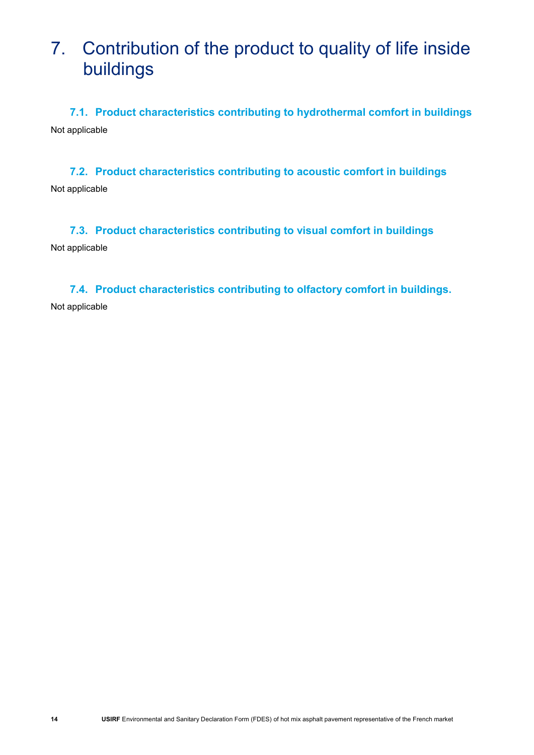# 7. Contribution of the product to quality of life inside buildings

## 7.1. Product characteristics contributing to hydrothermal comfort in buildings

Not applicable

## 7.2. Product characteristics contributing to acoustic comfort in buildings

Not applicable

## 7.3. Product characteristics contributing to visual comfort in buildings

Not applicable

## 7.4. Product characteristics contributing to olfactory comfort in buildings.

Not applicable